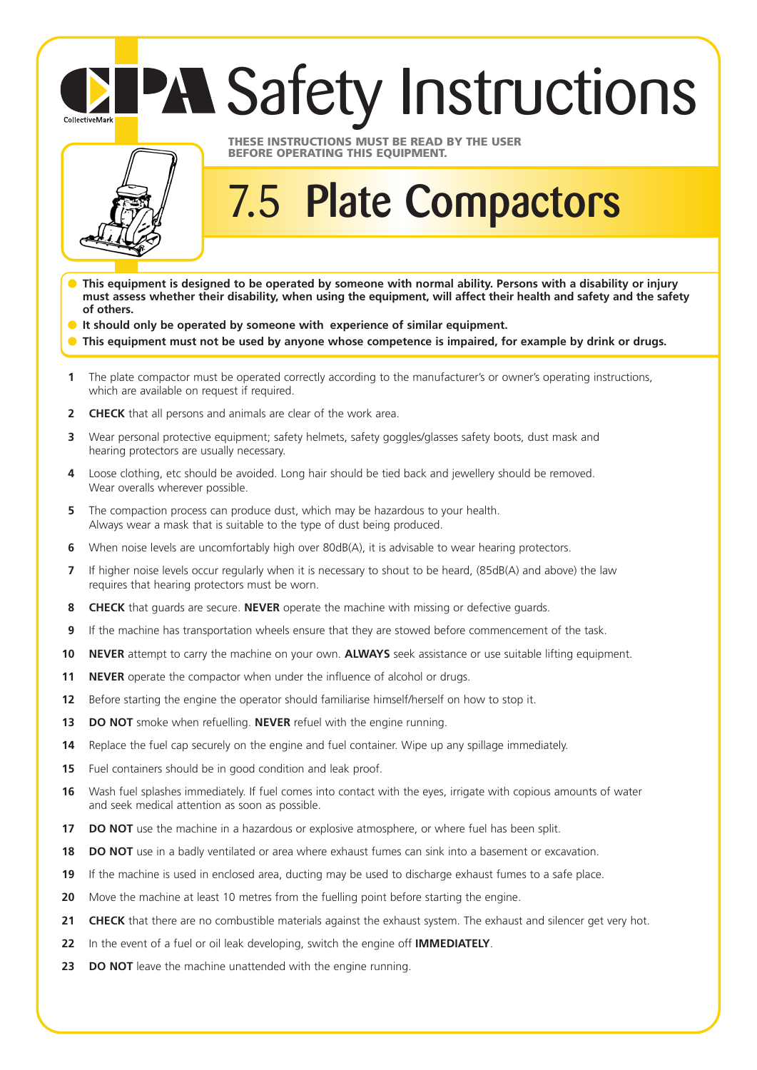# CPA Safety Instructions

CollectiveMark

**THESE INSTRUCTIONS MUST BE READ BY THE USER BEFORE OPERATING THIS EQUIPMENT.**

## 7.5 Plate Compactors

- **This equipment is designed to be operated by someone with normal ability. Persons with a disability or injury must assess whether their disability, when using the equipment, will affect their health and safety and the safety of others.**
- **It should only be operated by someone with experience of similar equipment.**
- **This equipment must not be used by anyone whose competence is impaired, for example by drink or drugs.**

1. The plate compactor must be operated correctly according to the manufacturer's or owner's operating instructions, which are available on request if required.
2. **CHECK** that all persons and animals are clear of the work area.
3. Wear personal protective equipment; safety helmets, safety goggles/glasses safety boots, dust mask and hearing protectors are usually necessary.
4. Loose clothing, etc should be avoided. Long hair should be tied back and jewellery should be removed. Wear overalls wherever possible.
5. The compaction process can produce dust, which may be hazardous to your health. Always wear a mask that is suitable to the type of dust being produced.
6. When noise levels are uncomfortably high over 80dB(A), it is advisable to wear hearing protectors.
7. If higher noise levels occur regularly when it is necessary to shout to be heard, (85dB(A) and above) the law requires that hearing protectors must be worn.
8. **CHECK** that guards are secure. **NEVER** operate the machine with missing or defective guards.
9. If the machine has transportation wheels ensure that they are stowed before commencement of the task.
10. **NEVER** attempt to carry the machine on your own. **ALWAYS** seek assistance or use suitable lifting equipment.
11. **NEVER** operate the compactor when under the influence of alcohol or drugs.
12. Before starting the engine the operator should familiarise himself/herself on how to stop it.
13. **DO NOT** smoke when refuelling. **NEVER** refuel with the engine running.
14. Replace the fuel cap securely on the engine and fuel container. Wipe up any spillage immediately.
15. Fuel containers should be in good condition and leak proof.
16. Wash fuel splashes immediately. If fuel comes into contact with the eyes, irrigate with copious amounts of water and seek medical attention as soon as possible.
17. **DO NOT** use the machine in a hazardous or explosive atmosphere, or where fuel has been split.
18. **DO NOT** use in a badly ventilated or area where exhaust fumes can sink into a basement or excavation.
19. If the machine is used in enclosed area, ducting may be used to discharge exhaust fumes to a safe place.
20. Move the machine at least 10 metres from the fuelling point before starting the engine.
21. **CHECK** that there are no combustible materials against the exhaust system. The exhaust and silencer get very hot.
22. In the event of a fuel or oil leak developing, switch the engine off **IMMEDIATELY**.
23. **DO NOT** leave the machine unattended with the engine running.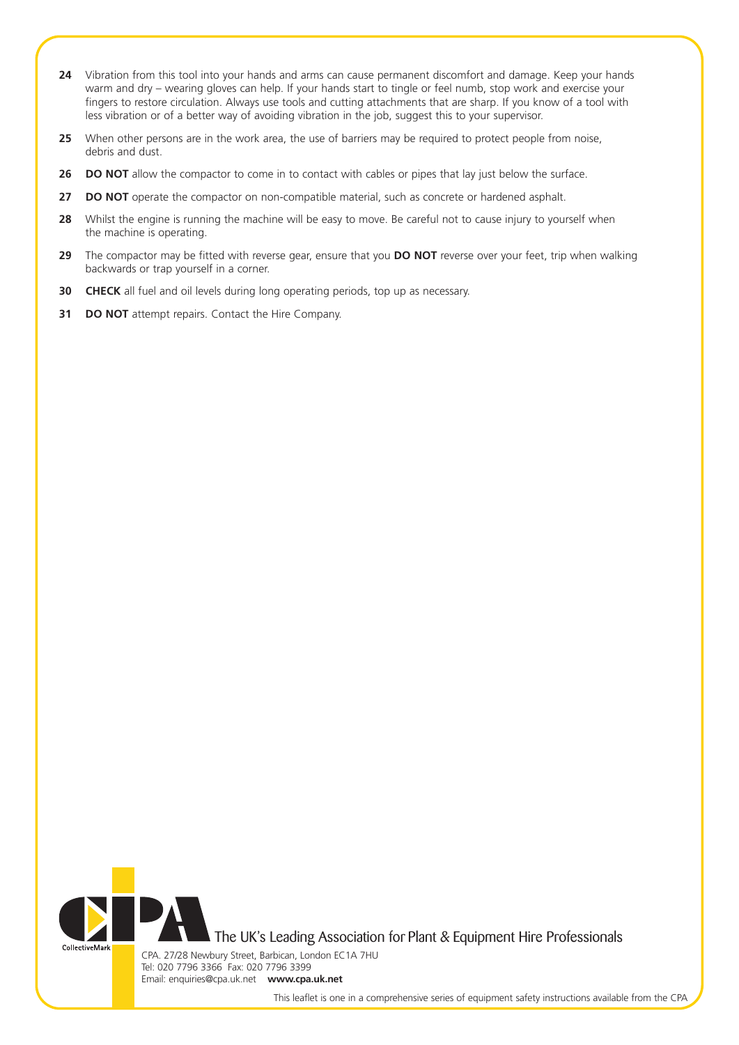24 Vibration from this tool into your hands and arms can cause permanent discomfort and damage. Keep your hands warm and dry – wearing gloves can help. If your hands start to tingle or feel numb, stop work and exercise your fingers to restore circulation. Always use tools and cutting attachments that are sharp. If you know of a tool with less vibration or of a better way of avoiding vibration in the job, suggest this to your supervisor.

25 When other persons are in the work area, the use of barriers may be required to protect people from noise, debris and dust.

26 **DO NOT** allow the compactor to come in to contact with cables or pipes that lay just below the surface.

27 **DO NOT** operate the compactor on non-compatible material, such as concrete or hardened asphalt.

28 Whilst the engine is running the machine will be easy to move. Be careful not to cause injury to yourself when the machine is operating.

29 The compactor may be fitted with reverse gear, ensure that you **DO NOT** reverse over your feet, trip when walking backwards or trap yourself in a corner.

30 **CHECK** all fuel and oil levels during long operating periods, top up as necessary.

31 **DO NOT** attempt repairs. Contact the Hire Company.

CPA

CollectiveMark

The UK's Leading Association for Plant & Equipment Hire Professionals

CPA. 27/28 Newbury Street, Barbican, London EC1A 7HU
Tel: 020 7796 3366 Fax: 020 7796 3399
Email: enquiries@cpa.uk.net **www.cpa.uk.net**

This leaflet is one in a comprehensive series of equipment safety instructions available from the CPA